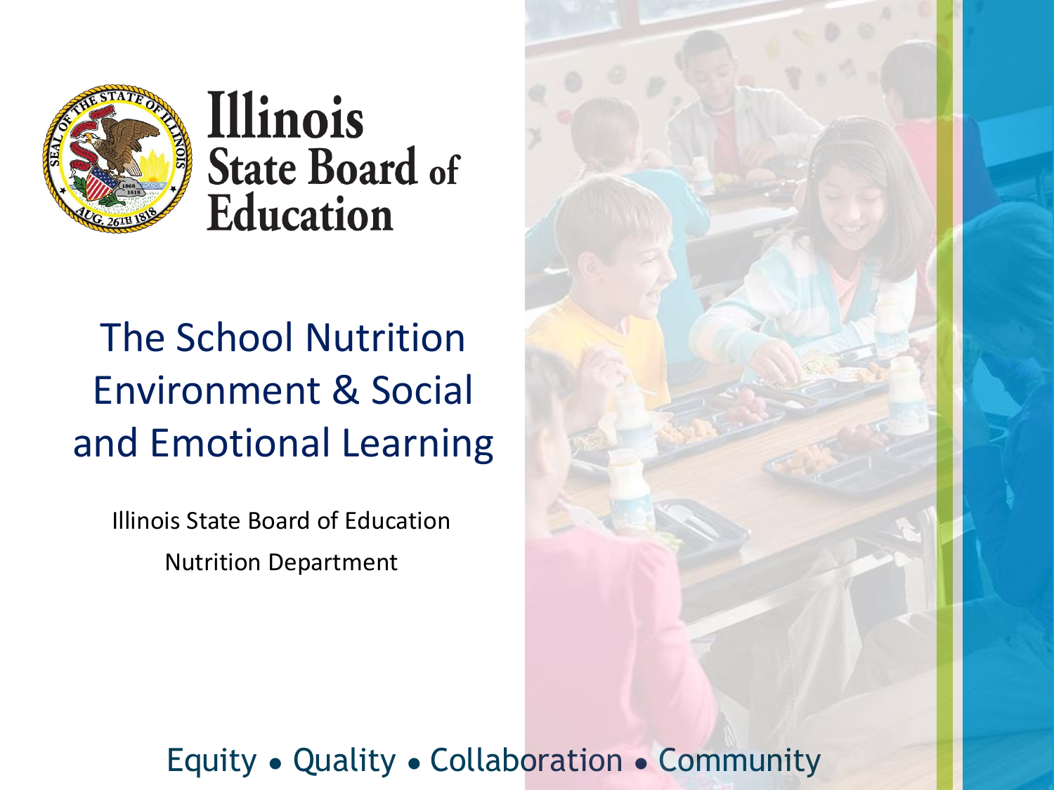Illinois State Board of Education

# The School Nutrition Environment & Social and Emotional Learning

Illinois State Board of Education

Nutrition Department

Equity • Quality • Collaboration • Community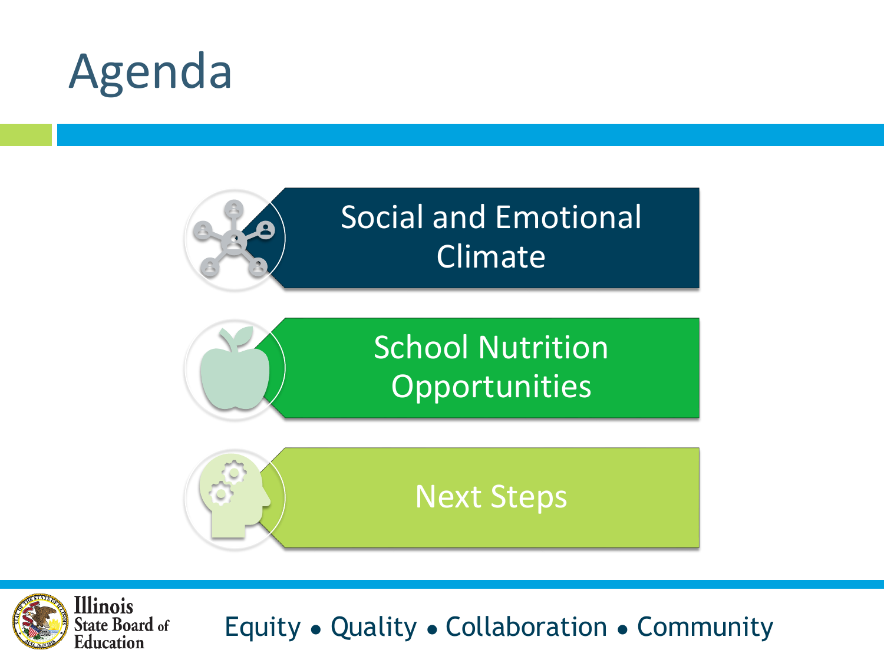# Agenda

- Social and Emotional Climate
- School Nutrition Opportunities
- Next Steps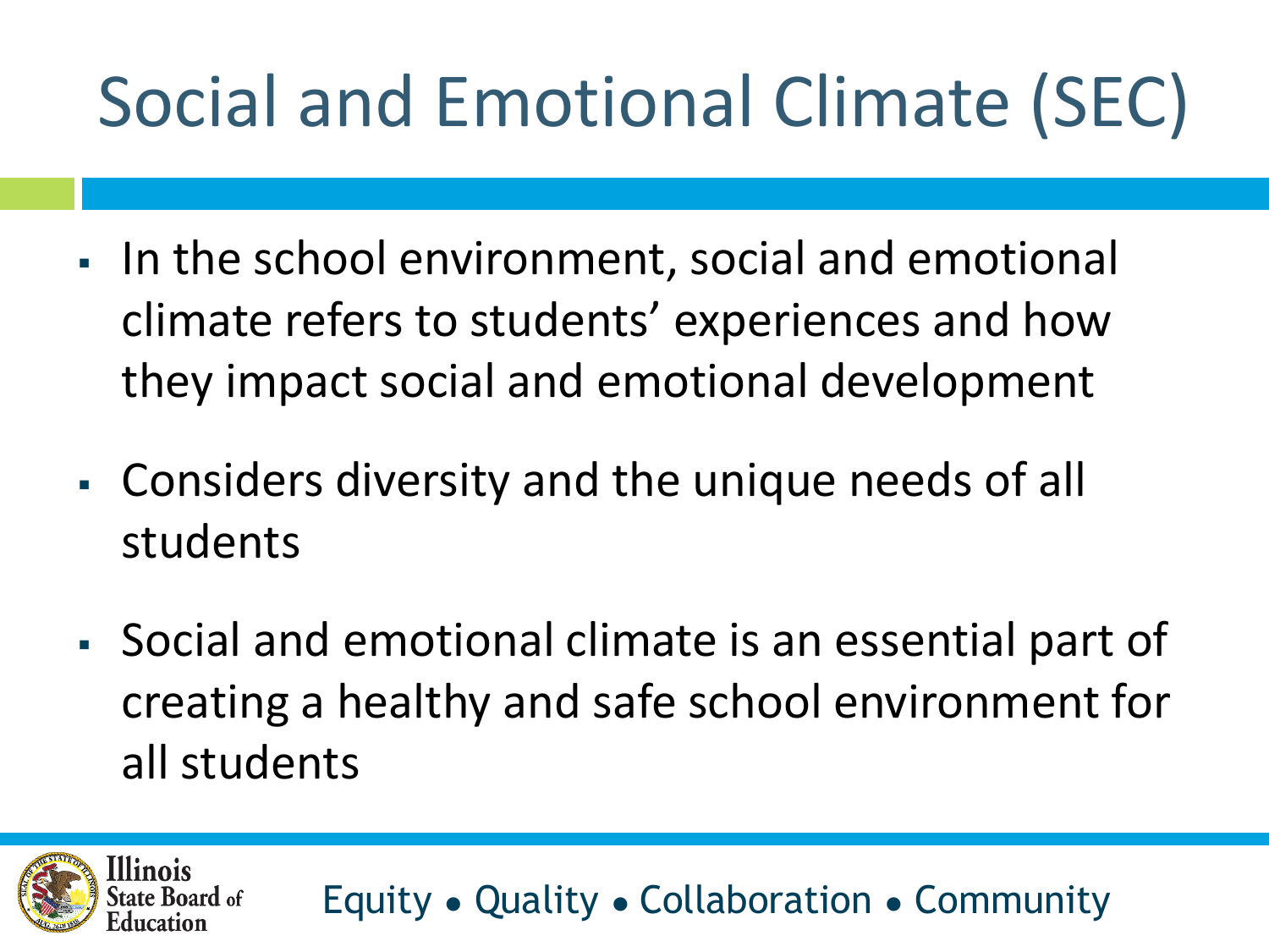# Social and Emotional Climate (SEC)

- In the school environment, social and emotional climate refers to students' experiences and how they impact social and emotional development
- Considers diversity and the unique needs of all students
- Social and emotional climate is an essential part of creating a healthy and safe school environment for all students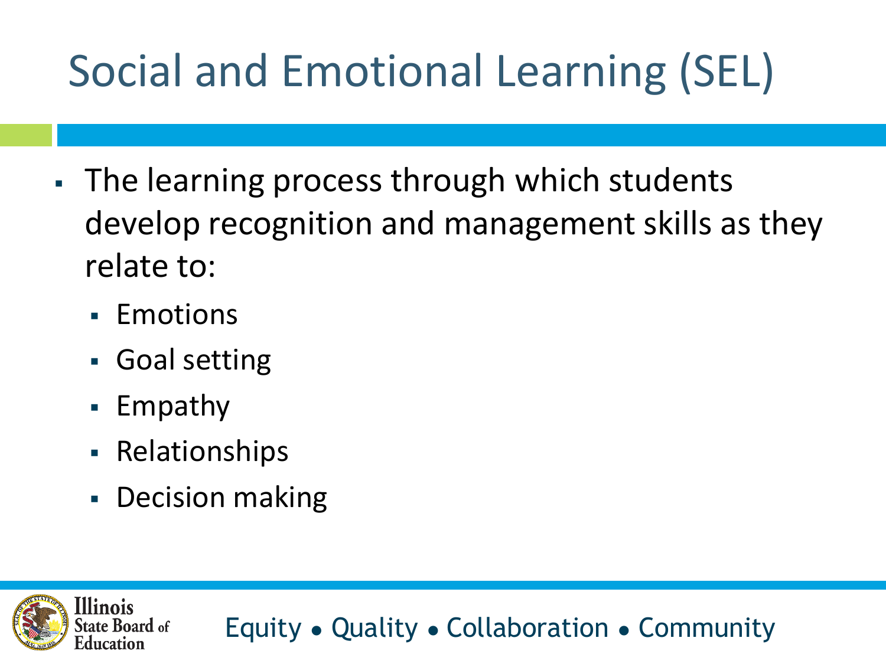# Social and Emotional Learning (SEL)

- The learning process through which students develop recognition and management skills as they relate to:
  - Emotions
  - Goal setting
  - Empathy
  - Relationships
  - Decision making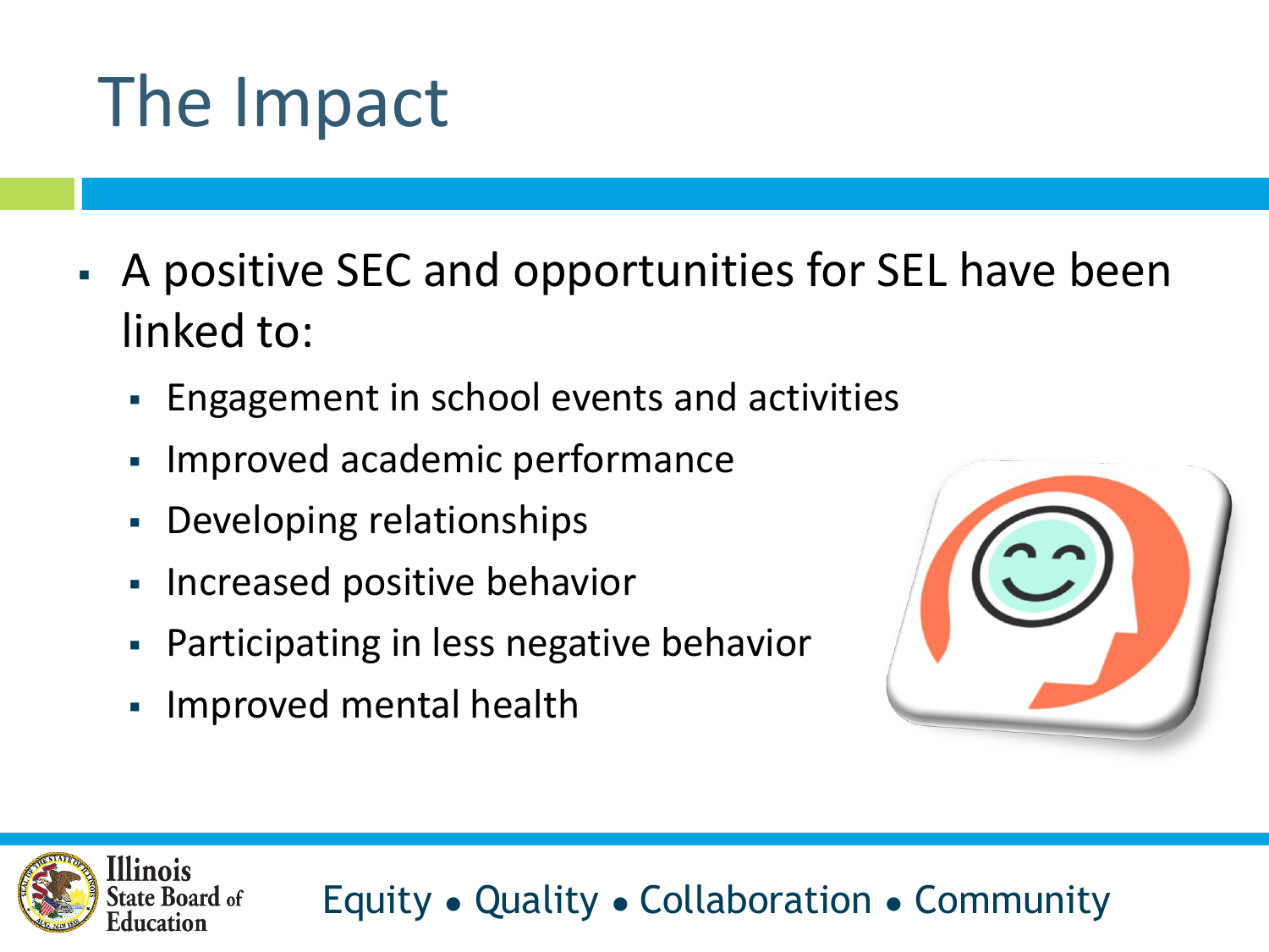# The Impact

- A positive SEC and opportunities for SEL have been linked to:
  - Engagement in school events and activities
  - Improved academic performance
  - Developing relationships
  - Increased positive behavior
  - Participating in less negative behavior
  - Improved mental health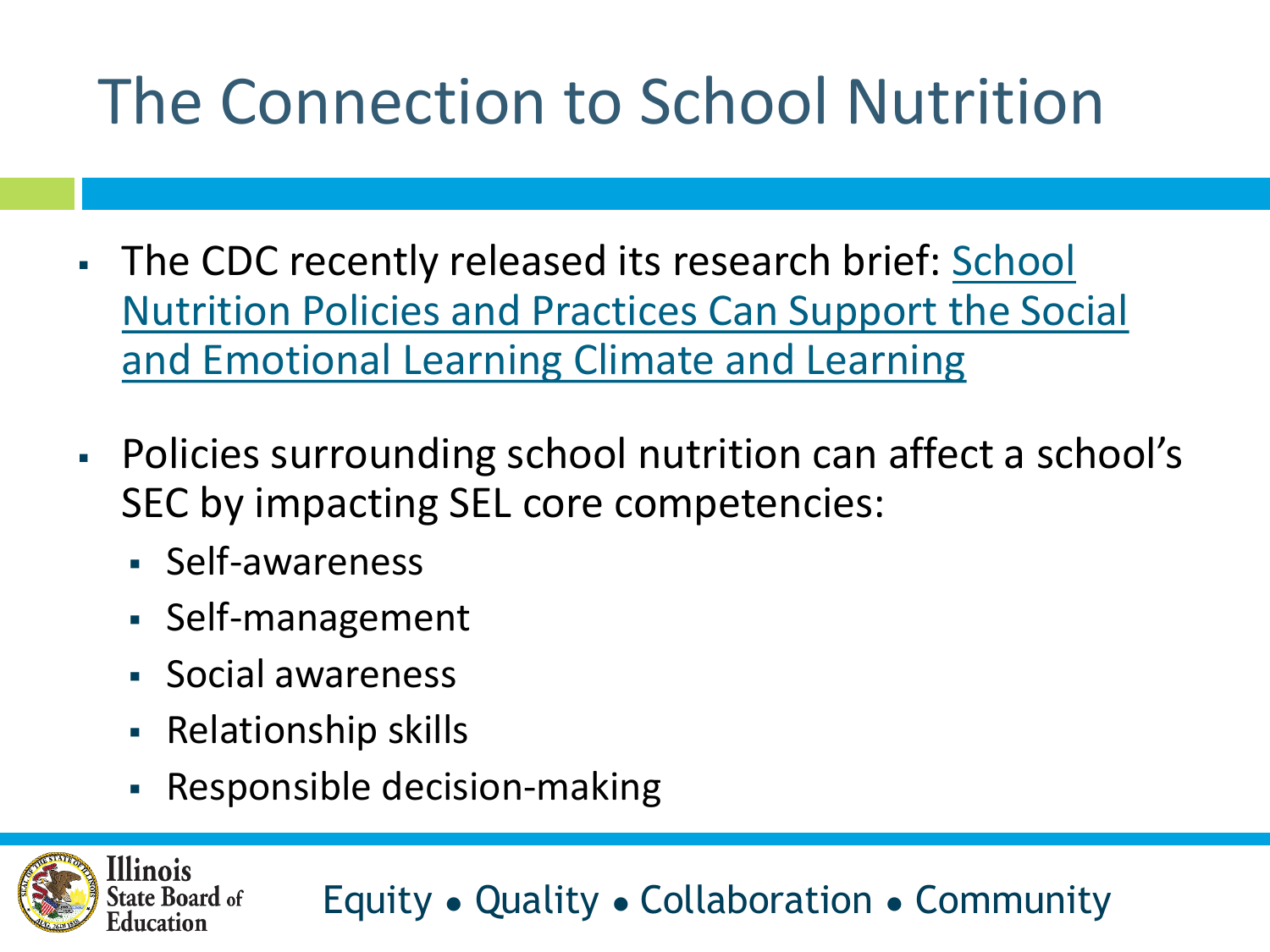# The Connection to School Nutrition

- The CDC recently released its research brief: [School Nutrition Policies and Practices Can Support the Social and Emotional Learning Climate and Learning]
- Policies surrounding school nutrition can affect a school's SEC by impacting SEL core competencies:
  - Self-awareness
  - Self-management
  - Social awareness
  - Relationship skills
  - Responsible decision-making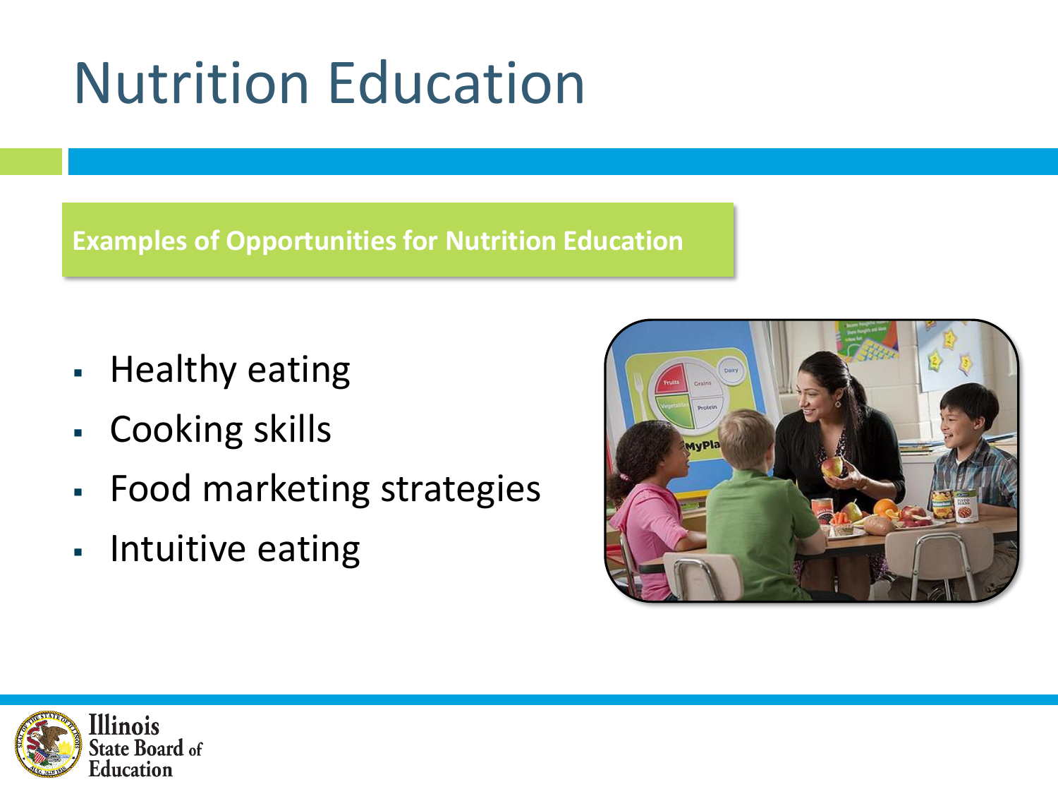# Nutrition Education

**Examples of Opportunities for Nutrition Education**

- Healthy eating
- Cooking skills
- Food marketing strategies
- Intuitive eating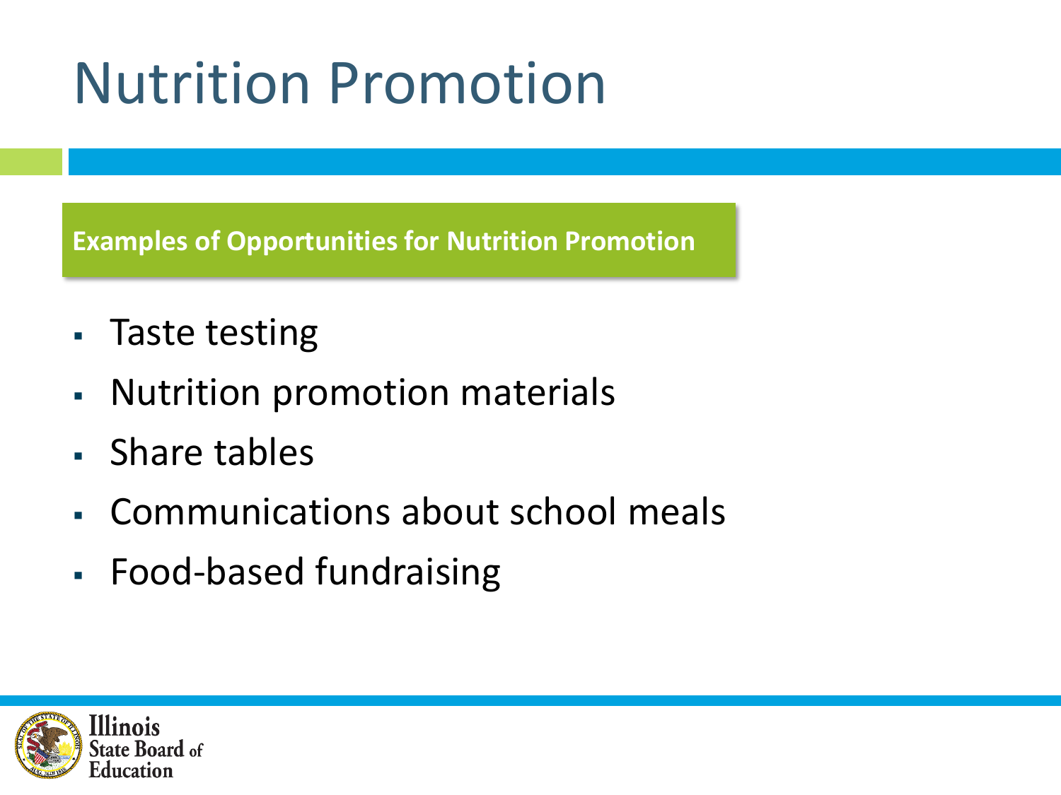# Nutrition Promotion

**Examples of Opportunities for Nutrition Promotion**

- Taste testing
- Nutrition promotion materials
- Share tables
- Communications about school meals
- Food-based fundraising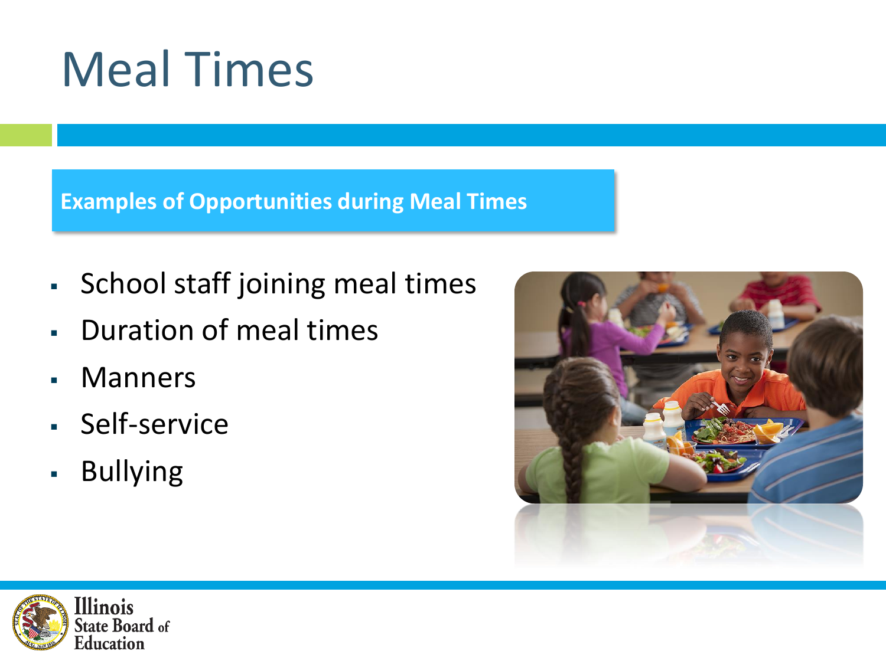# Meal Times

**Examples of Opportunities during Meal Times**

- School staff joining meal times
- Duration of meal times
- Manners
- Self-service
- Bullying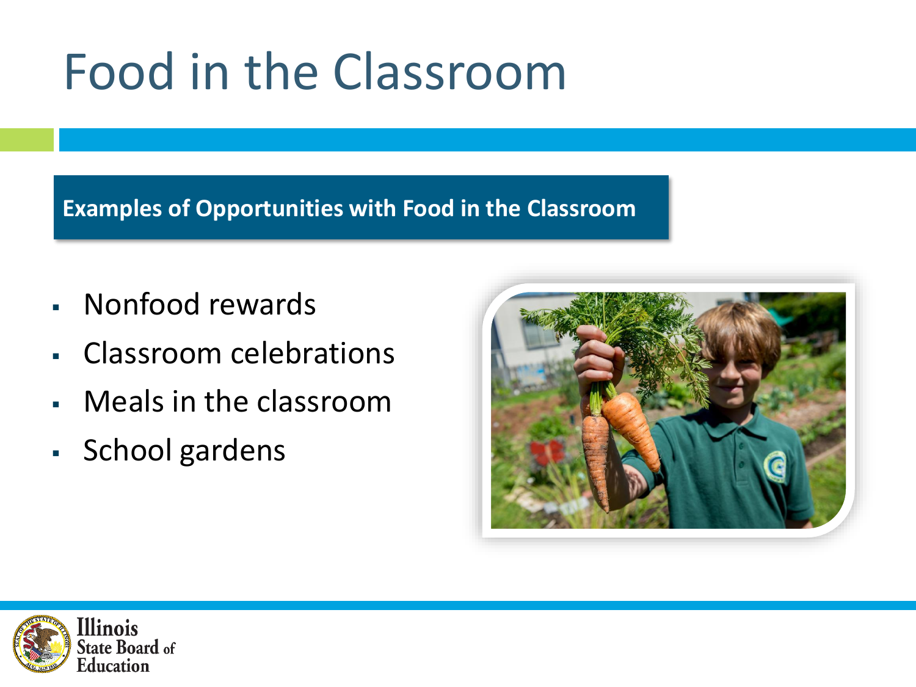# Food in the Classroom

**Examples of Opportunities with Food in the Classroom**

- Nonfood rewards
- Classroom celebrations
- Meals in the classroom
- School gardens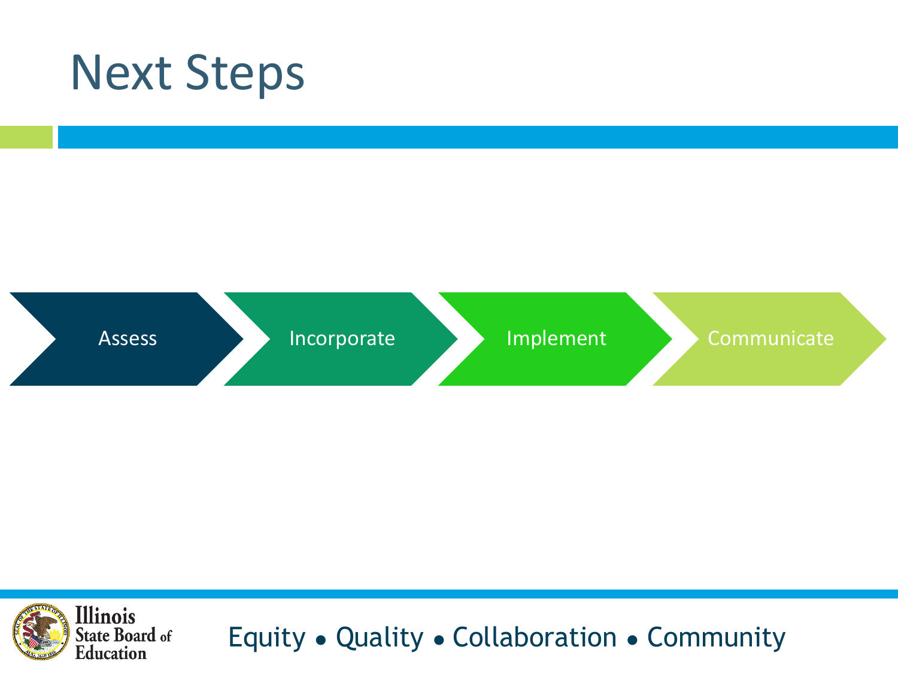# Next Steps

Assess → Incorporate → Implement → Communicate

Equity • Quality • Collaboration • Community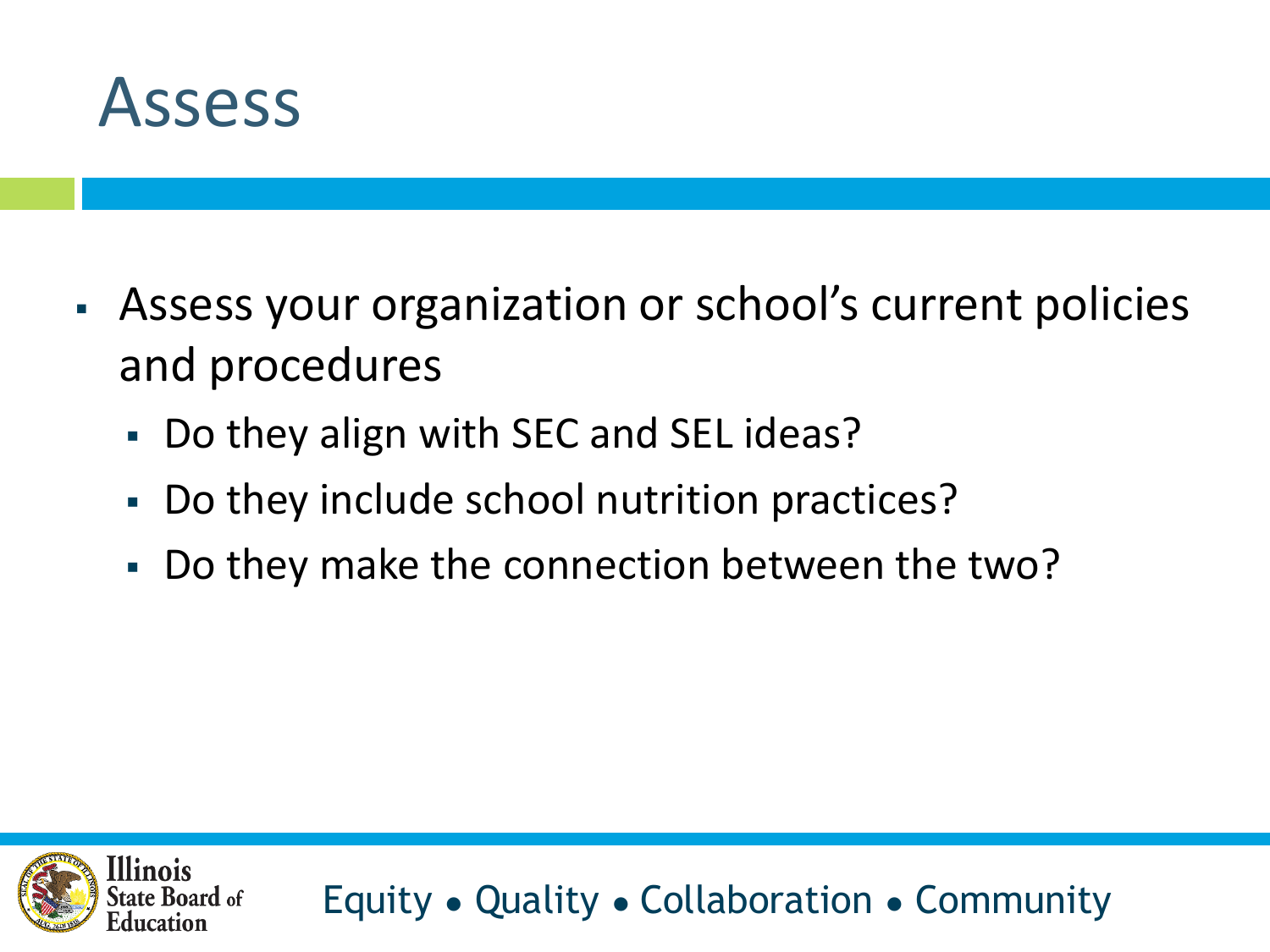# Assess

- Assess your organization or school's current policies and procedures
  - Do they align with SEC and SEL ideas?
  - Do they include school nutrition practices?
  - Do they make the connection between the two?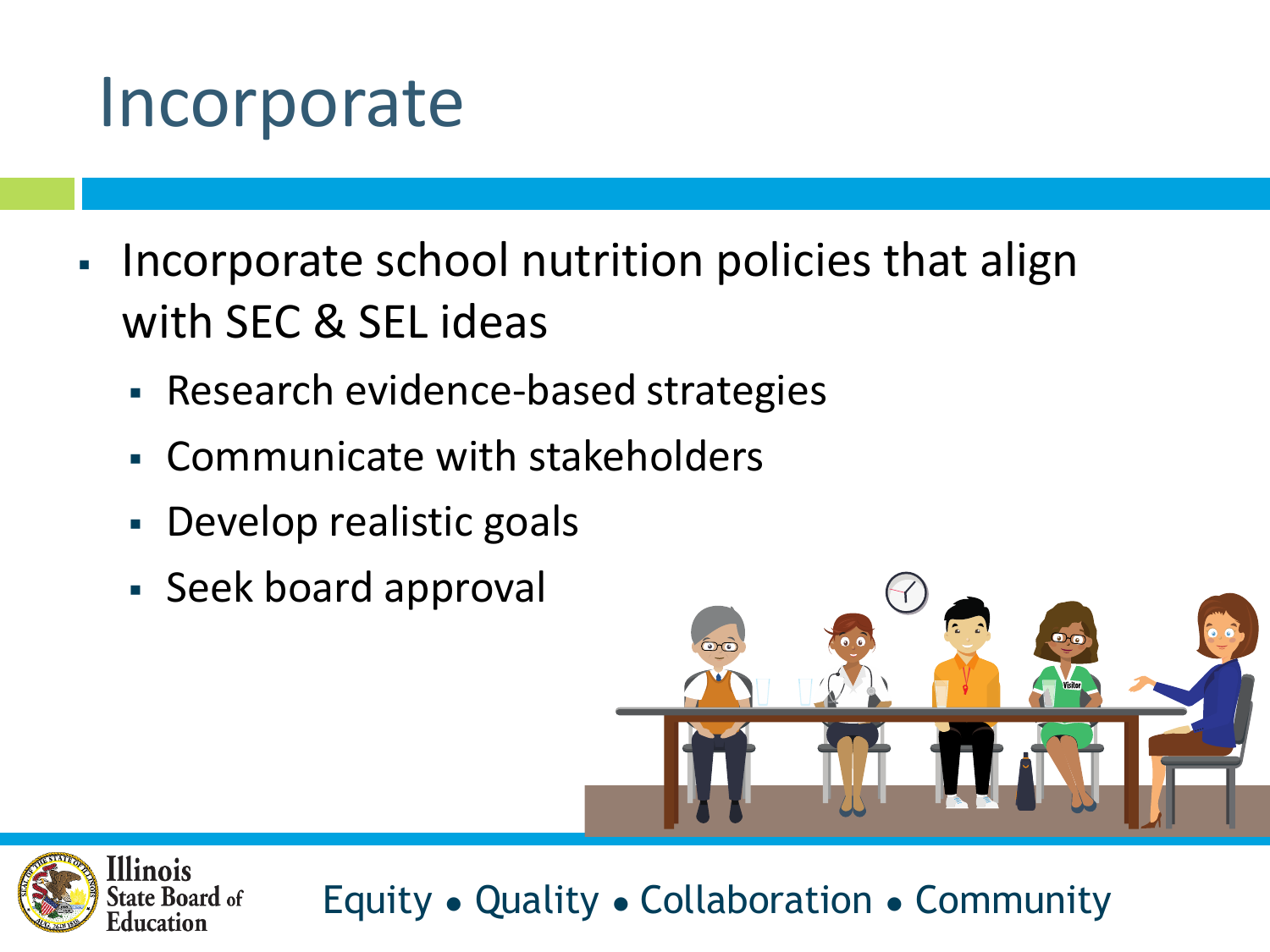# Incorporate

- Incorporate school nutrition policies that align with SEC & SEL ideas
  - Research evidence-based strategies
  - Communicate with stakeholders
  - Develop realistic goals
  - Seek board approval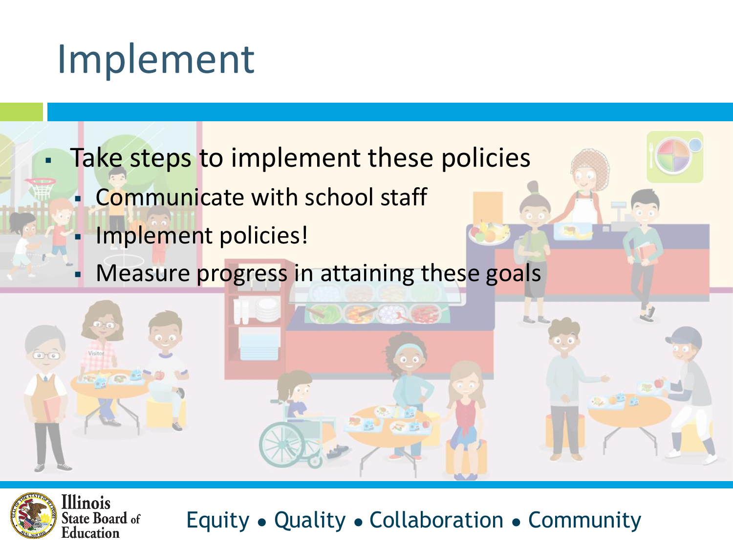# Implement

- Take steps to implement these policies
  - Communicate with school staff
  - Implement policies!
  - Measure progress in attaining these goals

Equity • Quality • Collaboration • Community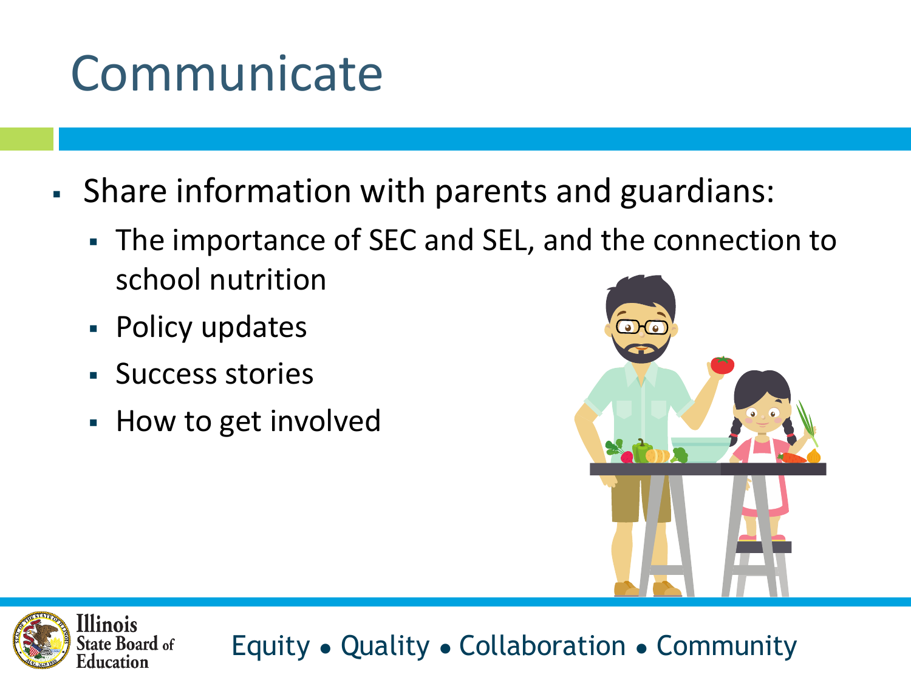# Communicate

- Share information with parents and guardians:
  - The importance of SEC and SEL, and the connection to school nutrition
  - Policy updates
  - Success stories
  - How to get involved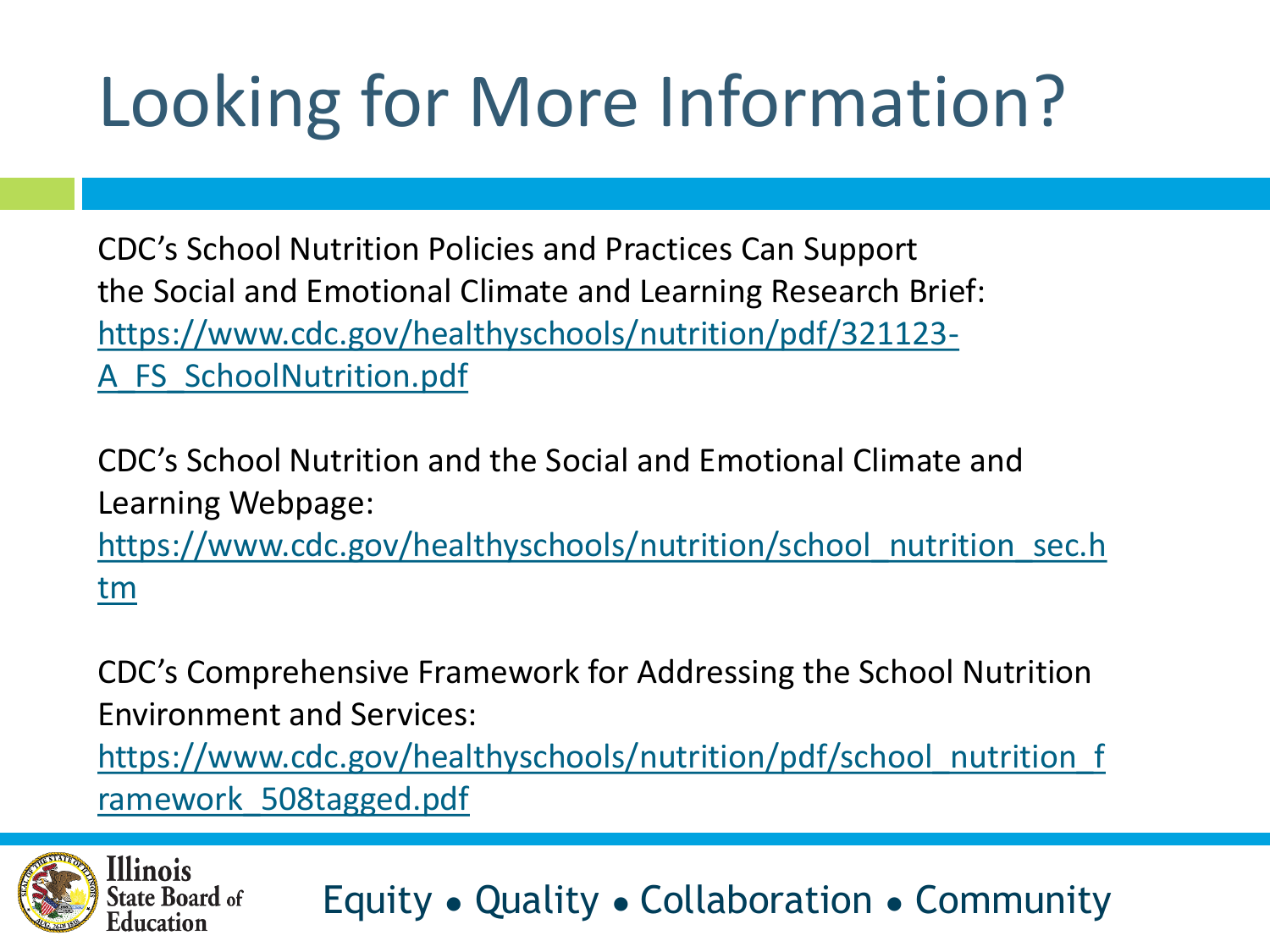# Looking for More Information?

CDC's School Nutrition Policies and Practices Can Support the Social and Emotional Climate and Learning Research Brief: https://www.cdc.gov/healthyschools/nutrition/pdf/321123-A_FS_SchoolNutrition.pdf

CDC's School Nutrition and the Social and Emotional Climate and Learning Webpage: https://www.cdc.gov/healthyschools/nutrition/school_nutrition_sec.htm

CDC's Comprehensive Framework for Addressing the School Nutrition Environment and Services: https://www.cdc.gov/healthyschools/nutrition/pdf/school_nutrition_framework_508tagged.pdf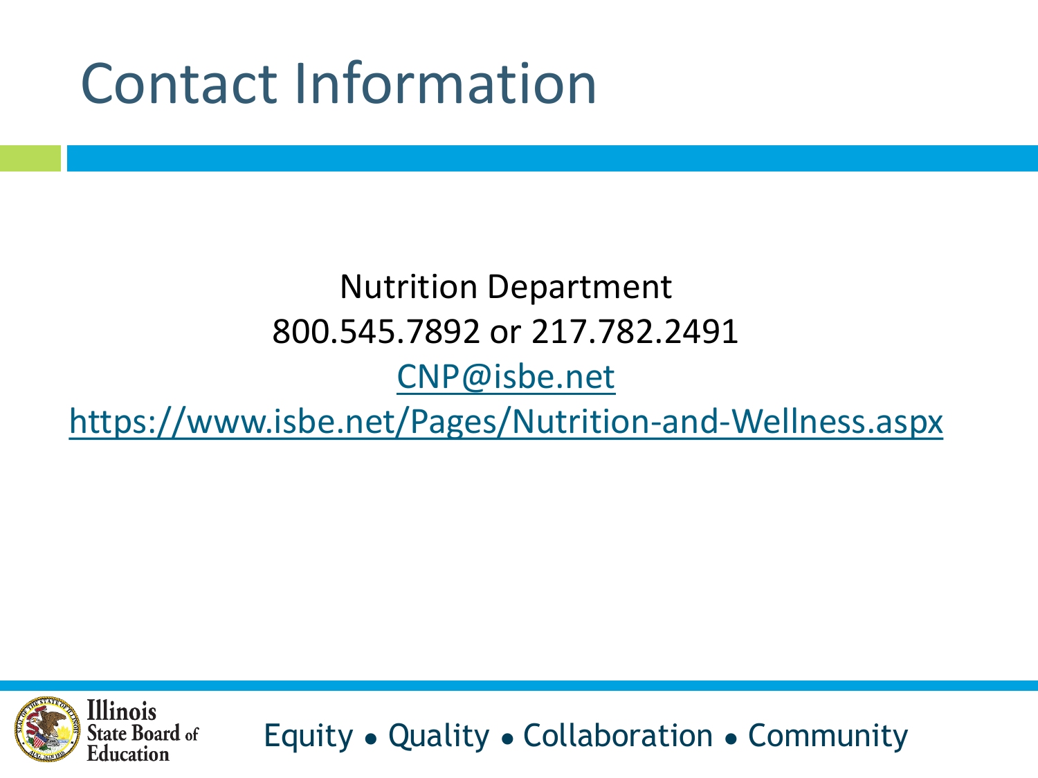# Contact Information

Nutrition Department

800.545.7892 or 217.782.2491

CNP@isbe.net

https://www.isbe.net/Pages/Nutrition-and-Wellness.aspx